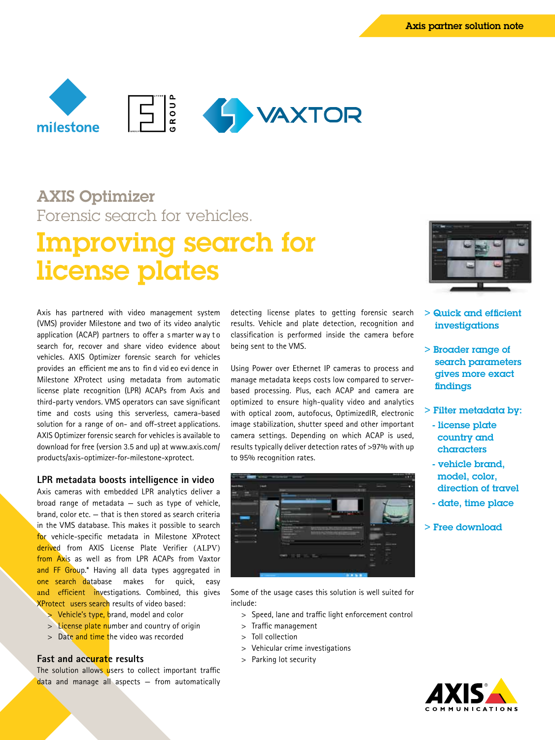Axis partner solution note

# AXIS Optimizer

Forensic search for vehicles.

# Improving search for license plates

Axis has partnered with video management system (VMS) provider Milestone and two of its video analytic application (ACAP) partners to offer a smarter way to search for, recover and share video evidence about vehicles. AXIS Optimizer forensic search for vehicles provides an efficient means to find video evidence in Milestone XProtect using metadata from automatic license plate recognition (LPR) ACAPs from Axis and third-party vendors. VMS operators can save significant time and costs using this serverless, camera-based solution for a range of on- and off-street applications. AXIS Optimizer forensic search for vehicles is available to download for free (version 3.5 and up) at www.axis.com/products/axis-optimizer-for-milestone-xprotect.

## LPR metadata boosts intelligence in video

Axis cameras with embedded LPR analytics deliver a broad range of metadata — such as type of vehicle, brand, color etc. — that is then stored as search criteria in the VMS database. This makes it possible to search for vehicle-specific metadata in Milestone XProtect derived from AXIS License Plate Verifier (ALPV) from Axis as well as from LPR ACAPs from Vaxtor and FF Group.* Having all data types aggregated in one search database makes for quick, easy and efficient investigations. Combined, this gives XProtect users search results of video based:

> Vehicle's type, brand, model and color
> License plate number and country of origin
> Date and time the video was recorded

## Fast and accurate results

The solution allows users to collect important traffic data and manage all aspects — from automatically detecting license plates to getting forensic search results. Vehicle and plate detection, recognition and classification is performed inside the camera before being sent to the VMS.

Using Power over Ethernet IP cameras to process and manage metadata keeps costs low compared to server-based processing. Plus, each ACAP and camera are optimized to ensure high-quality video and analytics with optical zoom, autofocus, OptimizedIR, electronic image stabilization, shutter speed and other important camera settings. Depending on which ACAP is used, results typically deliver detection rates of >97% with up to 95% recognition rates.

Some of the usage cases this solution is well suited for include:

> Speed, lane and traffic light enforcement control
> Traffic management
> Toll collection
> Vehicular crime investigations
> Parking lot security

> Quick and efficient investigations

> Broader range of search parameters gives more exact findings

> Filter metadata by:
- license plate country and characters
- vehicle brand, model, color, direction of travel
- date, time place

> Free download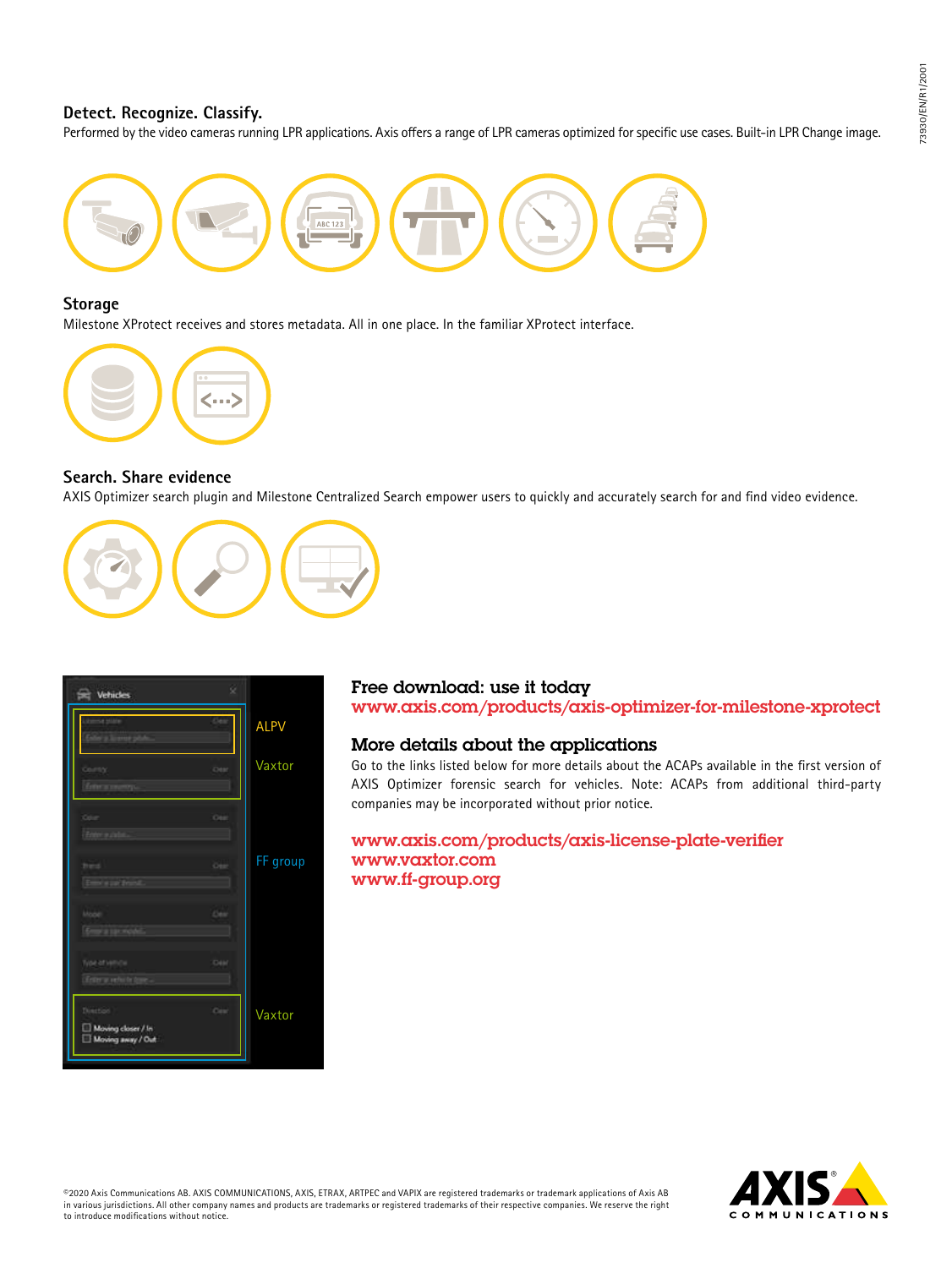## Detect. Recognize. Classify.

Performed by the video cameras running LPR applications. Axis offers a range of LPR cameras optimized for specific use cases. Built-in LPR Change image.

## Storage

Milestone XProtect receives and stores metadata. All in one place. In the familiar XProtect interface.

## Search. Share evidence

AXIS Optimizer search plugin and Milestone Centralized Search empower users to quickly and accurately search for and find video evidence.

ALPV

Vaxtor

FF group

Vaxtor

## Free download: use it today

www.axis.com/products/axis-optimizer-for-milestone-xprotect

## More details about the applications

Go to the links listed below for more details about the ACAPs available in the first version of AXIS Optimizer forensic search for vehicles. Note: ACAPs from additional third-party companies may be incorporated without prior notice.

www.axis.com/products/axis-license-plate-verifier
www.vaxtor.com
www.ff-group.org

©2020 Axis Communications AB. AXIS COMMUNICATIONS, AXIS, ETRAX, ARTPEC and VAPIX are registered trademarks or trademark applications of Axis AB in various jurisdictions. All other company names and products are trademarks or registered trademarks of their respective companies. We reserve the right to introduce modifications without notice.